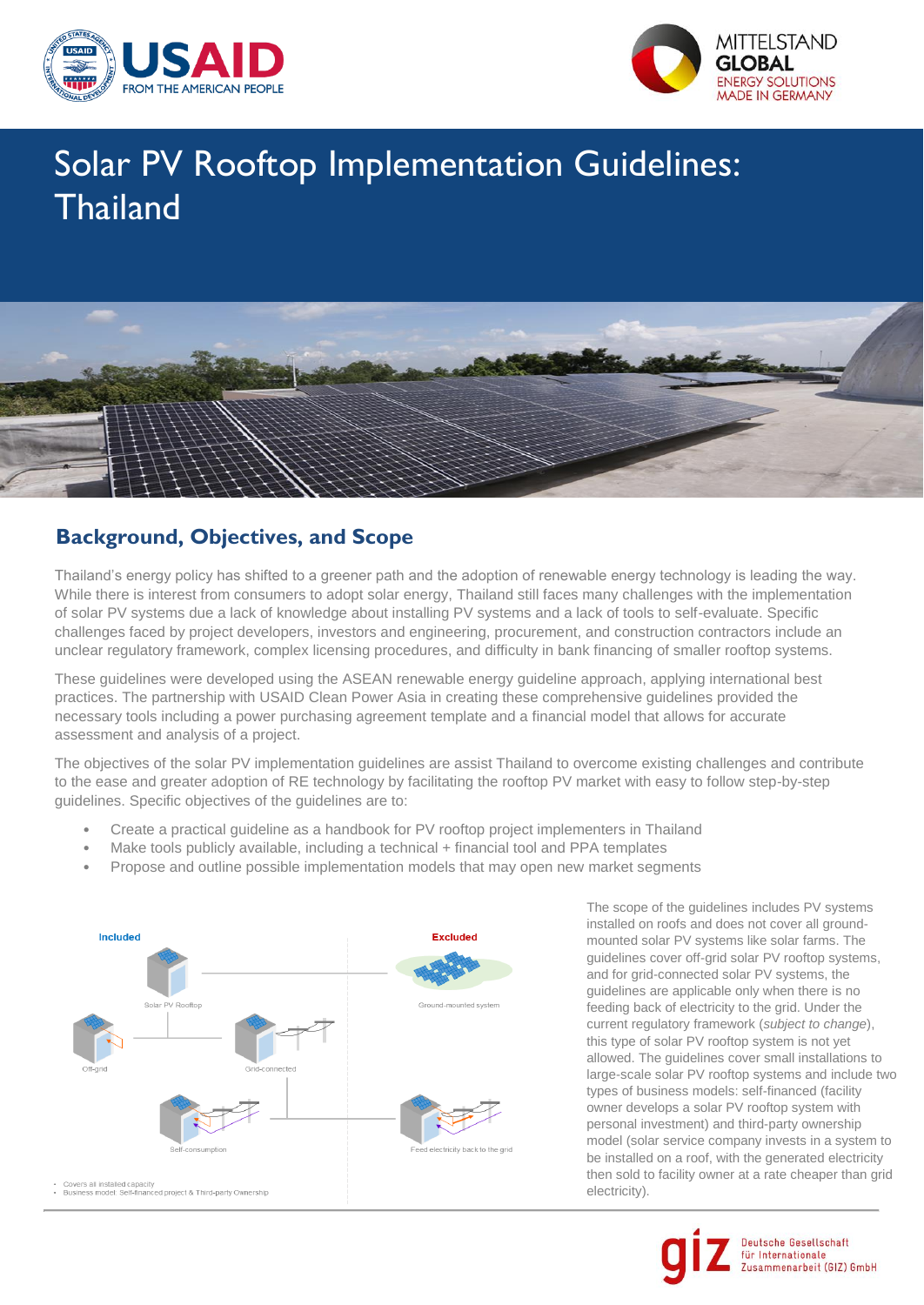# Solar PV Rooftop Implementation Guidelines: Thailand

## Background, Objectives, and Scope

Thailand's energy policy has shifted to a greener path and the adoption of renewable energy technology is leading the way. While there is interest from consumers to adopt solar energy, Thailand still faces many challenges with the implementation of solar PV systems due a lack of knowledge about installing PV systems and a lack of tools to self-evaluate. Specific challenges faced by project developers, investors and engineering, procurement, and construction contractors include an unclear regulatory framework, complex licensing procedures, and difficulty in bank financing of smaller rooftop systems.

These guidelines were developed using the ASEAN renewable energy guideline approach, applying international best practices. The partnership with USAID Clean Power Asia in creating these comprehensive guidelines provided the necessary tools including a power purchasing agreement template and a financial model that allows for accurate assessment and analysis of a project.

The objectives of the solar PV implementation guidelines are assist Thailand to overcome existing challenges and contribute to the ease and greater adoption of RE technology by facilitating the rooftop PV market with easy to follow step-by-step guidelines. Specific objectives of the guidelines are to:

- Create a practical guideline as a handbook for PV rooftop project implementers in Thailand
- Make tools publicly available, including a technical + financial tool and PPA templates
- Propose and outline possible implementation models that may open new market segments

Included

Solar PV Rooftop

Off-grid

Grid-connected

Self-consumption

Excluded

Ground-mounted system

Feed electricity back to the grid

- Covers all installed capacity
- Business model: Self-financed project & Third-party Ownership

The scope of the guidelines includes PV systems installed on roofs and does not cover all ground-mounted solar PV systems like solar farms. The guidelines cover off-grid solar PV rooftop systems, and for grid-connected solar PV systems, the guidelines are applicable only when there is no feeding back of electricity to the grid. Under the current regulatory framework (*subject to change*), this type of solar PV rooftop system is not yet allowed. The guidelines cover small installations to large-scale solar PV rooftop systems and include two types of business models: self-financed (facility owner develops a solar PV rooftop system with personal investment) and third-party ownership model (solar service company invests in a system to be installed on a roof, with the generated electricity then sold to facility owner at a rate cheaper than grid electricity).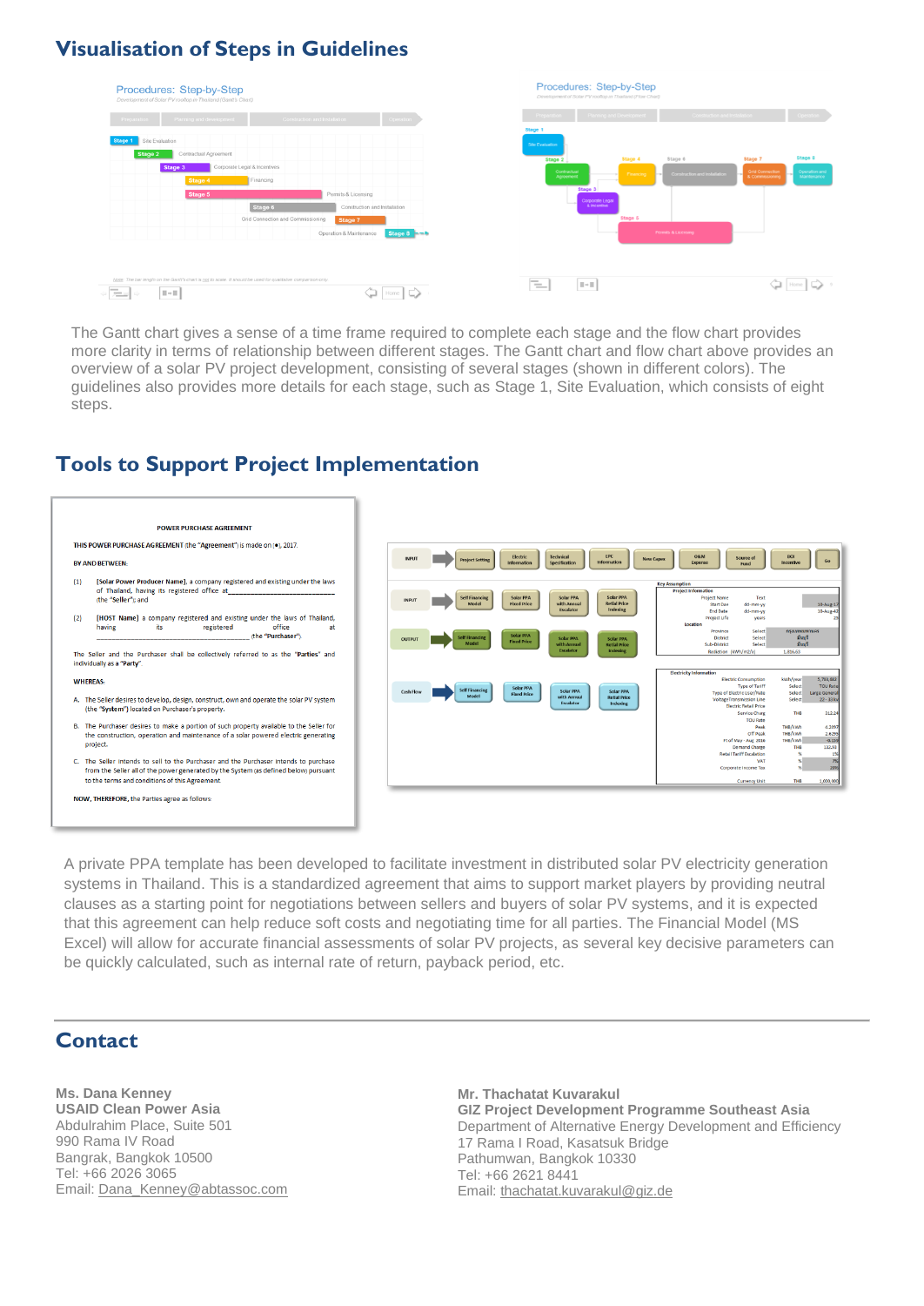## Visualisation of Steps in Guidelines

The Gantt chart gives a sense of a time frame required to complete each stage and the flow chart provides more clarity in terms of relationship between different stages. The Gantt chart and flow chart above provides an overview of a solar PV project development, consisting of several stages (shown in different colors). The guidelines also provides more details for each stage, such as Stage 1, Site Evaluation, which consists of eight steps.

## Tools to Support Project Implementation

A private PPA template has been developed to facilitate investment in distributed solar PV electricity generation systems in Thailand. This is a standardized agreement that aims to support market players by providing neutral clauses as a starting point for negotiations between sellers and buyers of solar PV systems, and it is expected that this agreement can help reduce soft costs and negotiating time for all parties. The Financial Model (MS Excel) will allow for accurate financial assessments of solar PV projects, as several key decisive parameters can be quickly calculated, such as internal rate of return, payback period, etc.

## Contact

**Ms. Dana Kenney**
**USAID Clean Power Asia**
Abdulrahim Place, Suite 501
990 Rama IV Road
Bangrak, Bangkok 10500
Tel: +66 2026 3065
Email: Dana_Kenney@abtassoc.com

**Mr. Thachatat Kuvarakul**
**GIZ Project Development Programme Southeast Asia**
Department of Alternative Energy Development and Efficiency
17 Rama I Road, Kasatsuk Bridge
Pathumwan, Bangkok 10330
Tel: +66 2621 8441
Email: thachatat.kuvarakul@giz.de